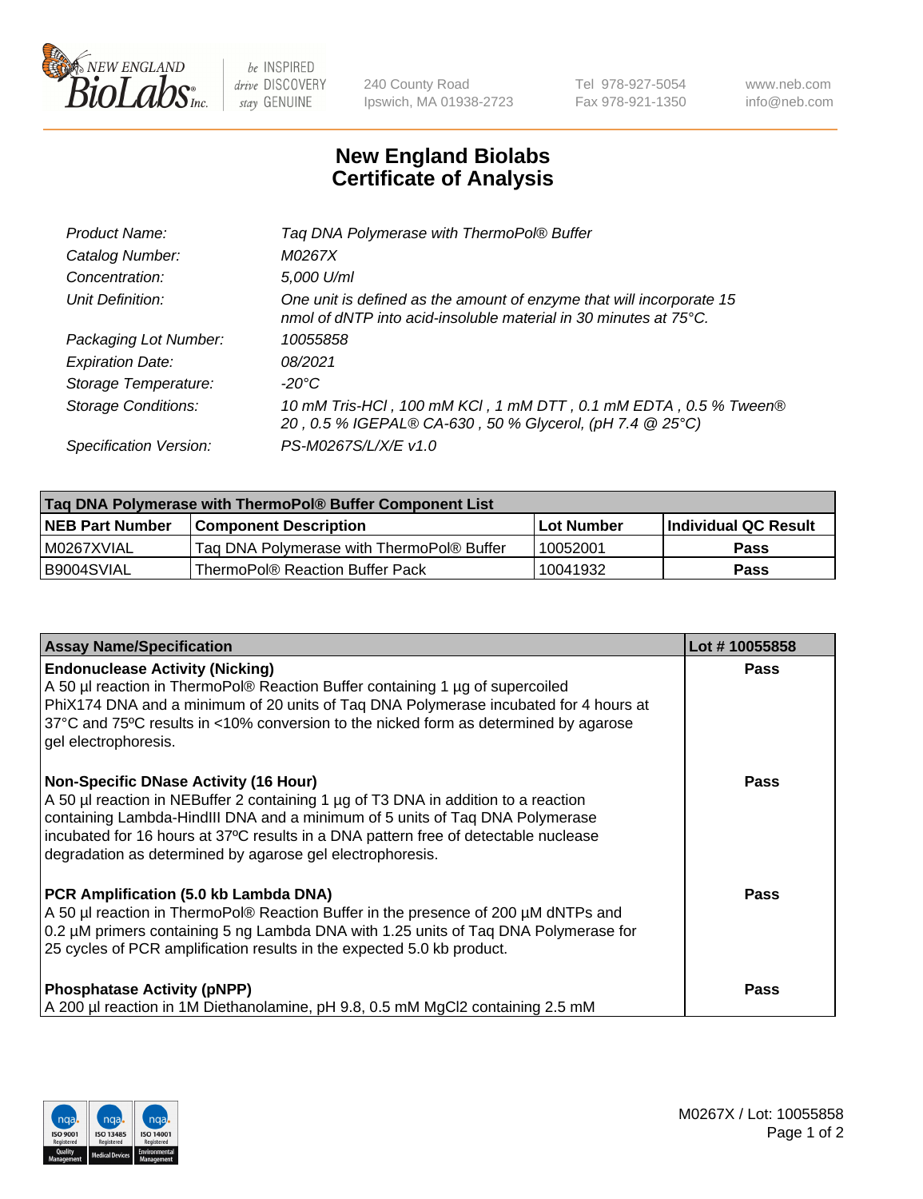New England BioLabs Inc. — be INSPIRED drive DISCOVERY stay GENUINE

240 County Road
Ipswich, MA 01938-2723

Tel 978-927-5054
Fax 978-921-1350

www.neb.com
info@neb.com

# New England Biolabs Certificate of Analysis

| | |
|---|---|
| *Product Name:* | *Taq DNA Polymerase with ThermoPol® Buffer* |
| *Catalog Number:* | *M0267X* |
| *Concentration:* | *5,000 U/ml* |
| *Unit Definition:* | *One unit is defined as the amount of enzyme that will incorporate 15 nmol of dNTP into acid-insoluble material in 30 minutes at 75°C.* |
| *Packaging Lot Number:* | *10055858* |
| *Expiration Date:* | *08/2021* |
| *Storage Temperature:* | *-20°C* |
| *Storage Conditions:* | *10 mM Tris-HCl , 100 mM KCl , 1 mM DTT , 0.1 mM EDTA , 0.5 % Tween® 20 , 0.5 % IGEPAL® CA-630 , 50 % Glycerol, (pH 7.4 @ 25°C)* |
| *Specification Version:* | *PS-M0267S/L/X/E v1.0* |

| Taq DNA Polymerase with ThermoPol® Buffer Component List | | | |
|---|---|---|---|
| **NEB Part Number** | **Component Description** | **Lot Number** | **Individual QC Result** |
| M0267XVIAL | Taq DNA Polymerase with ThermoPol® Buffer | 10052001 | **Pass** |
| B9004SVIAL | ThermoPol® Reaction Buffer Pack | 10041932 | **Pass** |

| Assay Name/Specification | Lot # 10055858 |
|---|---|
| **Endonuclease Activity (Nicking)**<br>A 50 µl reaction in ThermoPol® Reaction Buffer containing 1 µg of supercoiled PhiX174 DNA and a minimum of 20 units of Taq DNA Polymerase incubated for 4 hours at 37ºC and 75ºC results in <10% conversion to the nicked form as determined by agarose gel electrophoresis. | **Pass** |
| **Non-Specific DNase Activity (16 Hour)**<br>A 50 µl reaction in NEBuffer 2 containing 1 µg of T3 DNA in addition to a reaction containing Lambda-HindIII DNA and a minimum of 5 units of Taq DNA Polymerase incubated for 16 hours at 37ºC results in a DNA pattern free of detectable nuclease degradation as determined by agarose gel electrophoresis. | **Pass** |
| **PCR Amplification (5.0 kb Lambda DNA)**<br>A 50 µl reaction in ThermoPol® Reaction Buffer in the presence of 200 µM dNTPs and 0.2 µM primers containing 5 ng Lambda DNA with 1.25 units of Taq DNA Polymerase for 25 cycles of PCR amplification results in the expected 5.0 kb product. | **Pass** |
| **Phosphatase Activity (pNPP)**<br>A 200 µl reaction in 1M Diethanolamine, pH 9.8, 0.5 mM $MgCl_2$ containing 2.5 mM | **Pass** |

M0267X / Lot: 10055858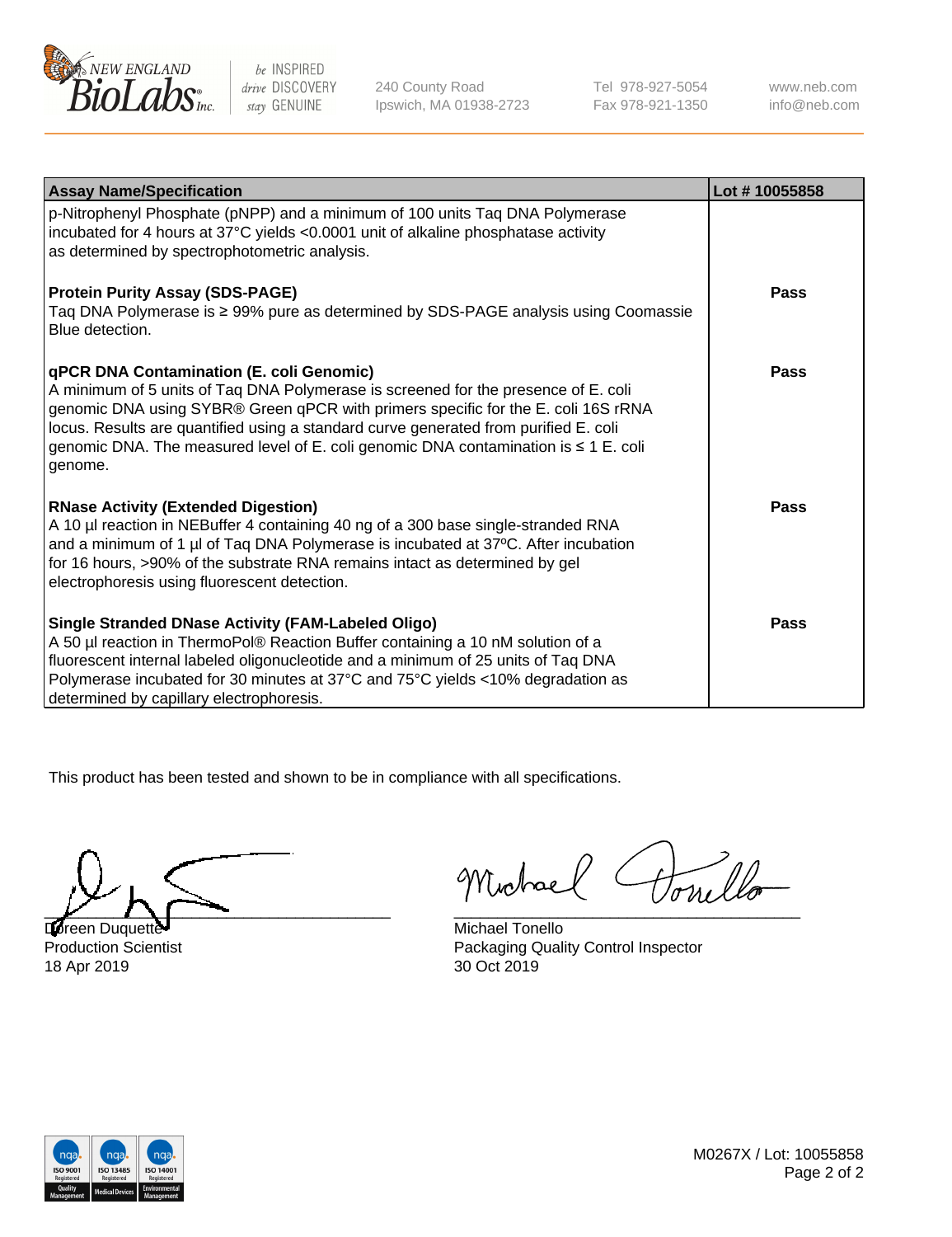| Assay Name/Specification | Lot # 10055858 |
|---|---|
| p-Nitrophenyl Phosphate (pNPP) and a minimum of 100 units Taq DNA Polymerase incubated for 4 hours at 37°C yields <0.0001 unit of alkaline phosphatase activity as determined by spectrophotometric analysis. | |
| **Protein Purity Assay (SDS-PAGE)**<br>Taq DNA Polymerase is ≥ 99% pure as determined by SDS-PAGE analysis using Coomassie Blue detection. | Pass |
| **qPCR DNA Contamination (E. coli Genomic)**<br>A minimum of 5 units of Taq DNA Polymerase is screened for the presence of E. coli genomic DNA using SYBR® Green qPCR with primers specific for the E. coli 16S rRNA locus. Results are quantified using a standard curve generated from purified E. coli genomic DNA. The measured level of E. coli genomic DNA contamination is ≤ 1 E. coli genome. | Pass |
| **RNase Activity (Extended Digestion)**<br>A 10 µl reaction in NEBuffer 4 containing 40 ng of a 300 base single-stranded RNA and a minimum of 1 µl of Taq DNA Polymerase is incubated at 37ºC. After incubation for 16 hours, >90% of the substrate RNA remains intact as determined by gel electrophoresis using fluorescent detection. | Pass |
| **Single Stranded DNase Activity (FAM-Labeled Oligo)**<br>A 50 µl reaction in ThermoPol® Reaction Buffer containing a 10 nM solution of a fluorescent internal labeled oligonucleotide and a minimum of 25 units of Taq DNA Polymerase incubated for 30 minutes at 37°C and 75°C yields <10% degradation as determined by capillary electrophoresis. | Pass |

This product has been tested and shown to be in compliance with all specifications.

Doreen Duquette
Production Scientist
18 Apr 2019

Michael Tonello
Packaging Quality Control Inspector
30 Oct 2019

M0267X / Lot: 10055858